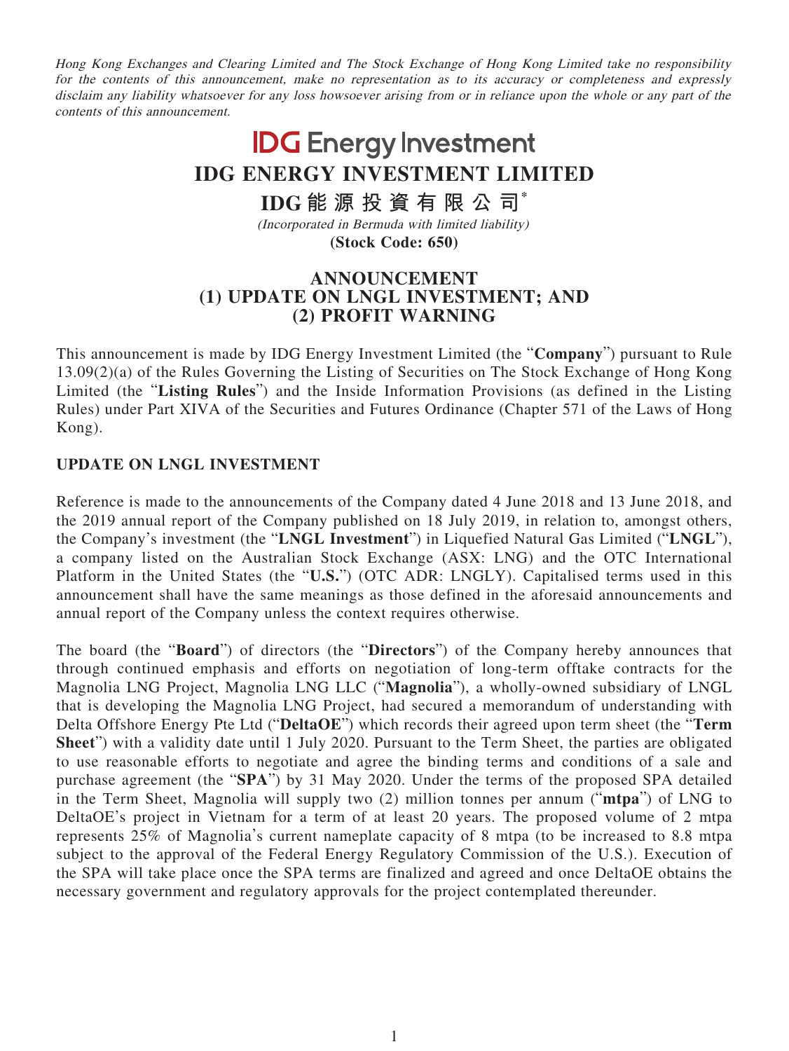*Hong Kong Exchanges and Clearing Limited and The Stock Exchange of Hong Kong Limited take no responsibility for the contents of this announcement, make no representation as to its accuracy or completeness and expressly disclaim any liability whatsoever for any loss howsoever arising from or in reliance upon the whole or any part of the contents of this announcement.*

**IDG Energy Investment**

# IDG ENERGY INVESTMENT LIMITED

# IDG 能源投資有限公司*

*(Incorporated in Bermuda with limited liability)*

**(Stock Code: 650)**

## ANNOUNCEMENT
## (1) UPDATE ON LNGL INVESTMENT; AND
## (2) PROFIT WARNING

This announcement is made by IDG Energy Investment Limited (the "**Company**") pursuant to Rule 13.09(2)(a) of the Rules Governing the Listing of Securities on The Stock Exchange of Hong Kong Limited (the "**Listing Rules**") and the Inside Information Provisions (as defined in the Listing Rules) under Part XIVA of the Securities and Futures Ordinance (Chapter 571 of the Laws of Hong Kong).

### UPDATE ON LNGL INVESTMENT

Reference is made to the announcements of the Company dated 4 June 2018 and 13 June 2018, and the 2019 annual report of the Company published on 18 July 2019, in relation to, amongst others, the Company's investment (the "**LNGL Investment**") in Liquefied Natural Gas Limited ("**LNGL**"), a company listed on the Australian Stock Exchange (ASX: LNG) and the OTC International Platform in the United States (the "**U.S.**") (OTC ADR: LNGLY). Capitalised terms used in this announcement shall have the same meanings as those defined in the aforesaid announcements and annual report of the Company unless the context requires otherwise.

The board (the "**Board**") of directors (the "**Directors**") of the Company hereby announces that through continued emphasis and efforts on negotiation of long-term offtake contracts for the Magnolia LNG Project, Magnolia LNG LLC ("**Magnolia**"), a wholly-owned subsidiary of LNGL that is developing the Magnolia LNG Project, had secured a memorandum of understanding with Delta Offshore Energy Pte Ltd ("**DeltaOE**") which records their agreed upon term sheet (the "**Term Sheet**") with a validity date until 1 July 2020. Pursuant to the Term Sheet, the parties are obligated to use reasonable efforts to negotiate and agree the binding terms and conditions of a sale and purchase agreement (the "**SPA**") by 31 May 2020. Under the terms of the proposed SPA detailed in the Term Sheet, Magnolia will supply two (2) million tonnes per annum ("**mtpa**") of LNG to DeltaOE's project in Vietnam for a term of at least 20 years. The proposed volume of 2 mtpa represents 25% of Magnolia's current nameplate capacity of 8 mtpa (to be increased to 8.8 mtpa subject to the approval of the Federal Energy Regulatory Commission of the U.S.). Execution of the SPA will take place once the SPA terms are finalized and agreed and once DeltaOE obtains the necessary government and regulatory approvals for the project contemplated thereunder.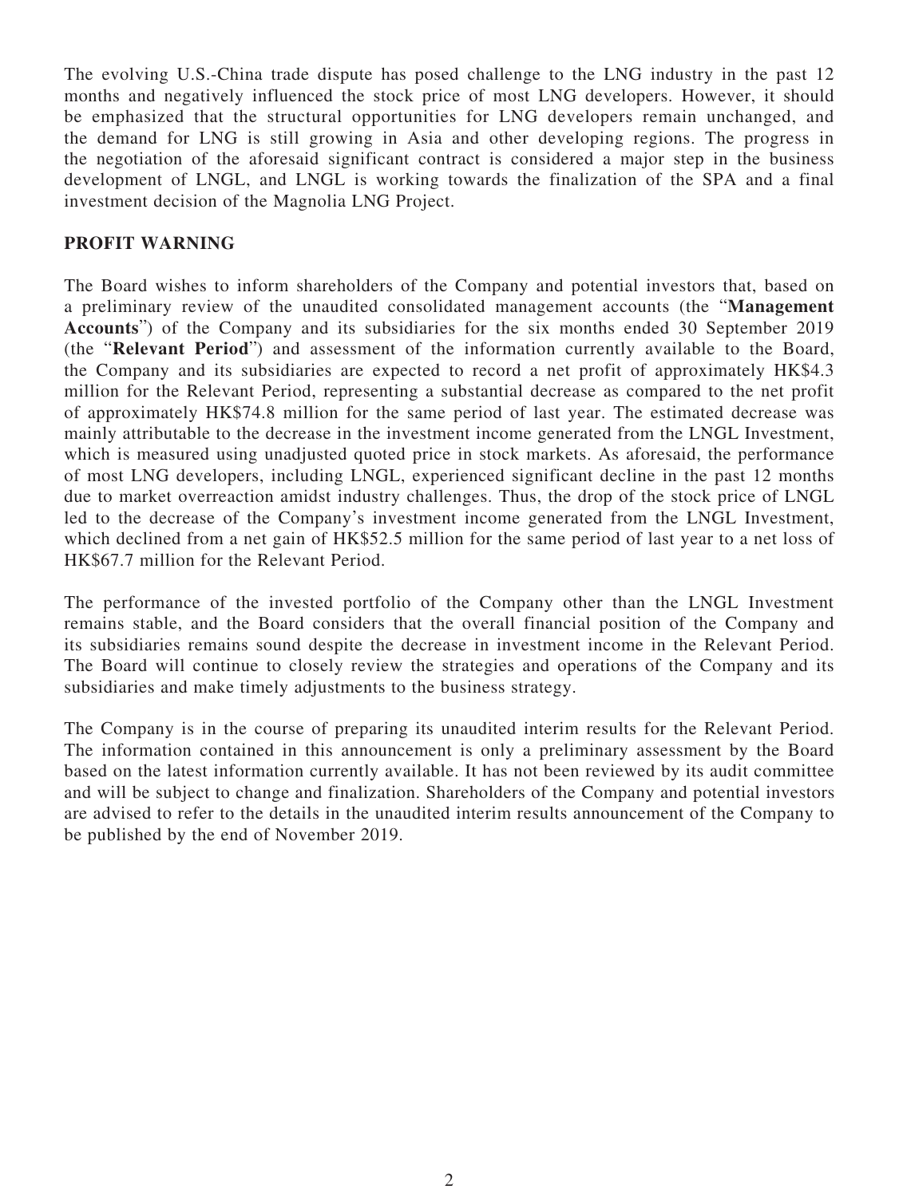The evolving U.S.-China trade dispute has posed challenge to the LNG industry in the past 12 months and negatively influenced the stock price of most LNG developers. However, it should be emphasized that the structural opportunities for LNG developers remain unchanged, and the demand for LNG is still growing in Asia and other developing regions. The progress in the negotiation of the aforesaid significant contract is considered a major step in the business development of LNGL, and LNGL is working towards the finalization of the SPA and a final investment decision of the Magnolia LNG Project.

## PROFIT WARNING

The Board wishes to inform shareholders of the Company and potential investors that, based on a preliminary review of the unaudited consolidated management accounts (the "**Management Accounts**") of the Company and its subsidiaries for the six months ended 30 September 2019 (the "**Relevant Period**") and assessment of the information currently available to the Board, the Company and its subsidiaries are expected to record a net profit of approximately HK$4.3 million for the Relevant Period, representing a substantial decrease as compared to the net profit of approximately HK$74.8 million for the same period of last year. The estimated decrease was mainly attributable to the decrease in the investment income generated from the LNGL Investment, which is measured using unadjusted quoted price in stock markets. As aforesaid, the performance of most LNG developers, including LNGL, experienced significant decline in the past 12 months due to market overreaction amidst industry challenges. Thus, the drop of the stock price of LNGL led to the decrease of the Company's investment income generated from the LNGL Investment, which declined from a net gain of HK$52.5 million for the same period of last year to a net loss of HK$67.7 million for the Relevant Period.

The performance of the invested portfolio of the Company other than the LNGL Investment remains stable, and the Board considers that the overall financial position of the Company and its subsidiaries remains sound despite the decrease in investment income in the Relevant Period. The Board will continue to closely review the strategies and operations of the Company and its subsidiaries and make timely adjustments to the business strategy.

The Company is in the course of preparing its unaudited interim results for the Relevant Period. The information contained in this announcement is only a preliminary assessment by the Board based on the latest information currently available. It has not been reviewed by its audit committee and will be subject to change and finalization. Shareholders of the Company and potential investors are advised to refer to the details in the unaudited interim results announcement of the Company to be published by the end of November 2019.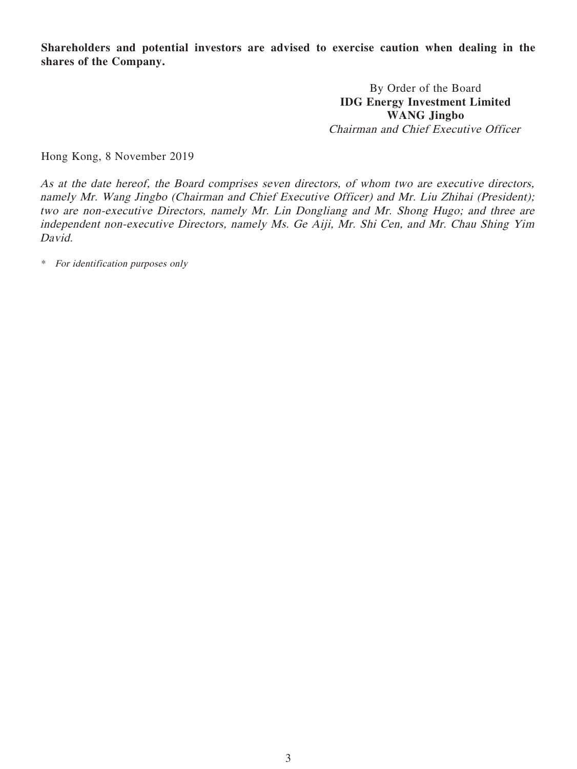**Shareholders and potential investors are advised to exercise caution when dealing in the shares of the Company.**

By Order of the Board
**IDG Energy Investment Limited**
**WANG Jingbo**
*Chairman and Chief Executive Officer*

Hong Kong, 8 November 2019

*As at the date hereof, the Board comprises seven directors, of whom two are executive directors, namely Mr. Wang Jingbo (Chairman and Chief Executive Officer) and Mr. Liu Zhihai (President); two are non-executive Directors, namely Mr. Lin Dongliang and Mr. Shong Hugo; and three are independent non-executive Directors, namely Ms. Ge Aiji, Mr. Shi Cen, and Mr. Chau Shing Yim David.*

\* *For identification purposes only*